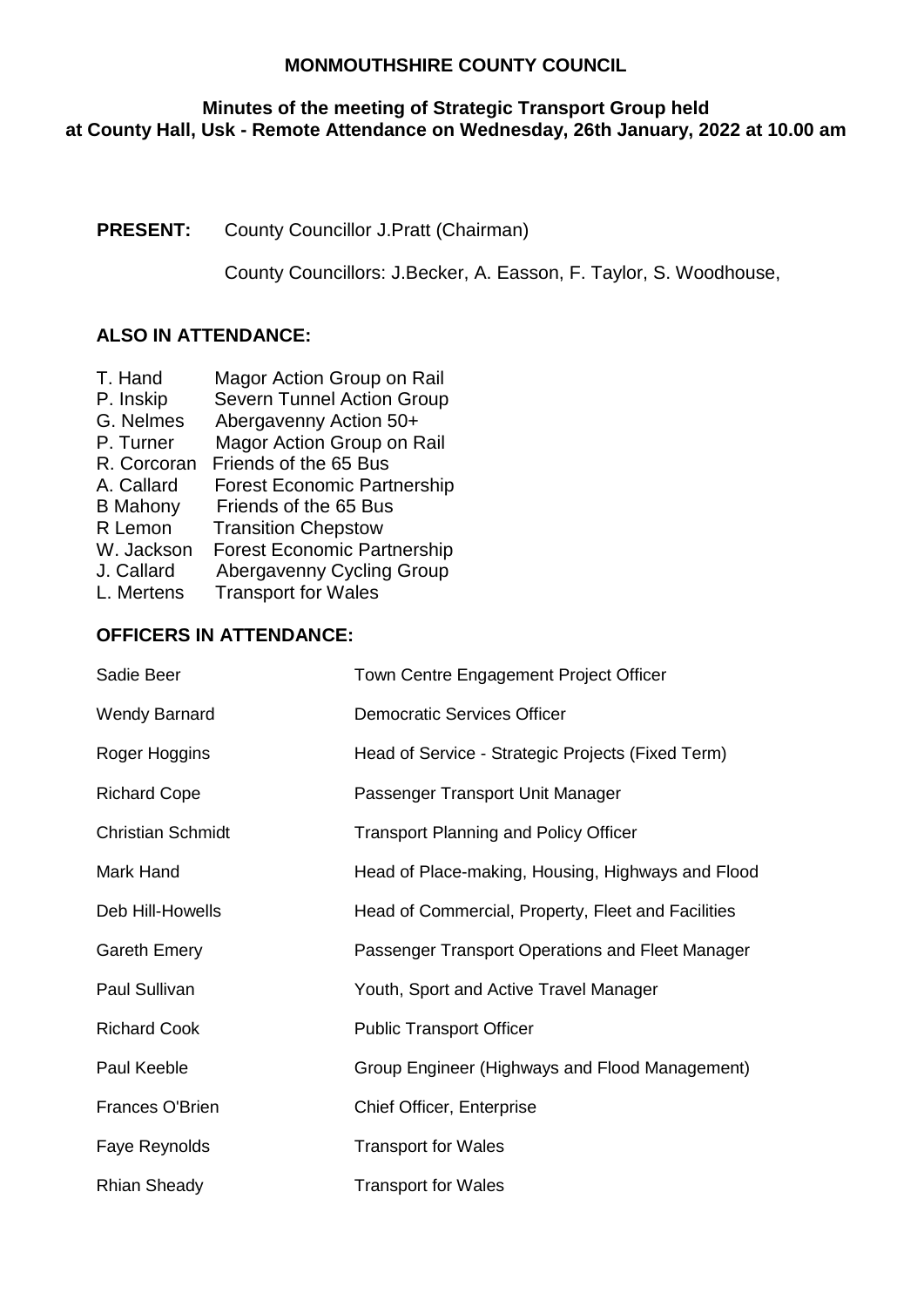**MONMOUTHSHIRE COUNTY COUNCIL**

**Minutes of the meeting of Strategic Transport Group held at County Hall, Usk - Remote Attendance on Wednesday, 26th January, 2022 at 10.00 am**

**PRESENT:** County Councillor J.Pratt (Chairman)

County Councillors: J.Becker, A. Easson, F. Taylor, S. Woodhouse,

**ALSO IN ATTENDANCE:**

| | |
|---|---|
| T. Hand | Magor Action Group on Rail |
| P. Inskip | Severn Tunnel Action Group |
| G. Nelmes | Abergavenny Action 50+ |
| P. Turner | Magor Action Group on Rail |
| R. Corcoran | Friends of the 65 Bus |
| A. Callard | Forest Economic Partnership |
| B Mahony | Friends of the 65 Bus |
| R Lemon | Transition Chepstow |
| W. Jackson | Forest Economic Partnership |
| J. Callard | Abergavenny Cycling Group |
| L. Mertens | Transport for Wales |

**OFFICERS IN ATTENDANCE:**

| | |
|---|---|
| Sadie Beer | Town Centre Engagement Project Officer |
| Wendy Barnard | Democratic Services Officer |
| Roger Hoggins | Head of Service - Strategic Projects (Fixed Term) |
| Richard Cope | Passenger Transport Unit Manager |
| Christian Schmidt | Transport Planning and Policy Officer |
| Mark Hand | Head of Place-making, Housing, Highways and Flood |
| Deb Hill-Howells | Head of Commercial, Property, Fleet and Facilities |
| Gareth Emery | Passenger Transport Operations and Fleet Manager |
| Paul Sullivan | Youth, Sport and Active Travel Manager |
| Richard Cook | Public Transport Officer |
| Paul Keeble | Group Engineer (Highways and Flood Management) |
| Frances O'Brien | Chief Officer, Enterprise |
| Faye Reynolds | Transport for Wales |
| Rhian Sheady | Transport for Wales |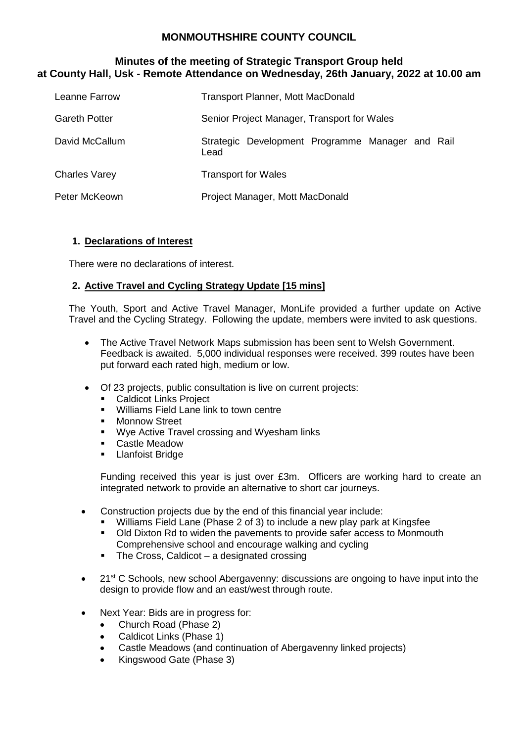# MONMOUTHSHIRE COUNTY COUNCIL

## Minutes of the meeting of Strategic Transport Group held at County Hall, Usk - Remote Attendance on Wednesday, 26th January, 2022 at 10.00 am

| | |
|---|---|
| Leanne Farrow | Transport Planner, Mott MacDonald |
| Gareth Potter | Senior Project Manager, Transport for Wales |
| David McCallum | Strategic Development Programme Manager and Rail Lead |
| Charles Varey | Transport for Wales |
| Peter McKeown | Project Manager, Mott MacDonald |

### 1. Declarations of Interest

There were no declarations of interest.

### 2. Active Travel and Cycling Strategy Update [15 mins]

The Youth, Sport and Active Travel Manager, MonLife provided a further update on Active Travel and the Cycling Strategy. Following the update, members were invited to ask questions.

- The Active Travel Network Maps submission has been sent to Welsh Government. Feedback is awaited. 5,000 individual responses were received. 399 routes have been put forward each rated high, medium or low.
- Of 23 projects, public consultation is live on current projects:
  - Caldicot Links Project
  - Williams Field Lane link to town centre
  - Monnow Street
  - Wye Active Travel crossing and Wyesham links
  - Castle Meadow
  - Llanfoist Bridge

  Funding received this year is just over £3m. Officers are working hard to create an integrated network to provide an alternative to short car journeys.

- Construction projects due by the end of this financial year include:
  - Williams Field Lane (Phase 2 of 3) to include a new play park at Kingsfee
  - Old Dixton Rd to widen the pavements to provide safer access to Monmouth Comprehensive school and encourage walking and cycling
  - The Cross, Caldicot – a designated crossing
- 21st C Schools, new school Abergavenny: discussions are ongoing to have input into the design to provide flow and an east/west through route.
- Next Year: Bids are in progress for:
  - Church Road (Phase 2)
  - Caldicot Links (Phase 1)
  - Castle Meadows (and continuation of Abergavenny linked projects)
  - Kingswood Gate (Phase 3)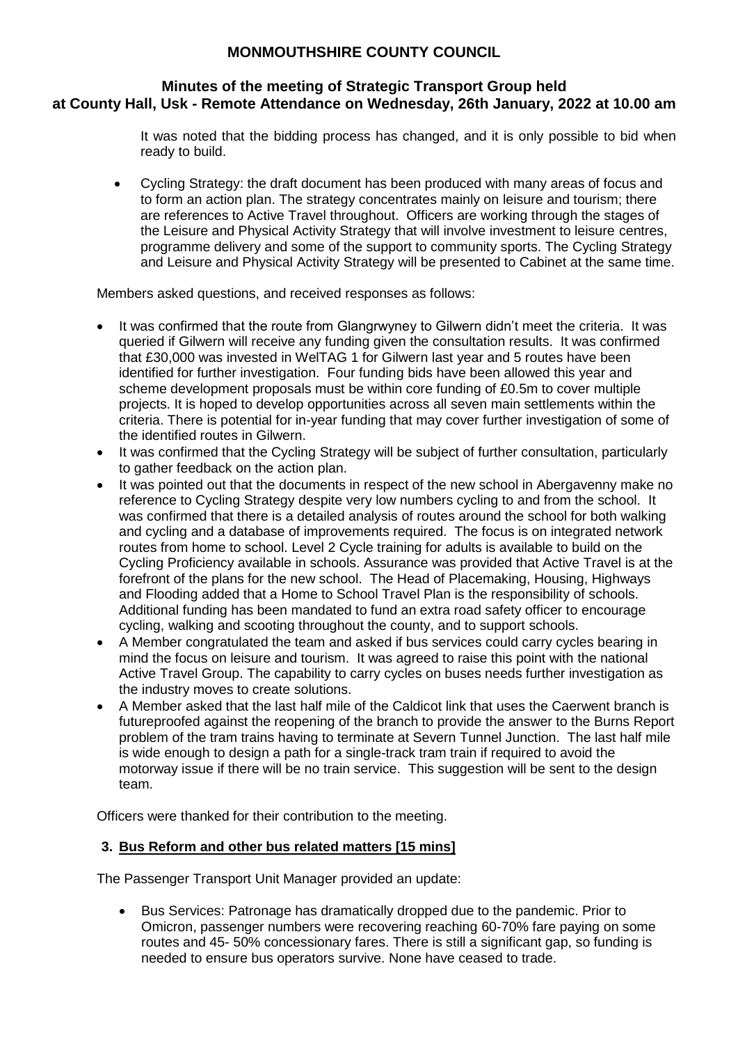It was noted that the bidding process has changed, and it is only possible to bid when ready to build.

- Cycling Strategy: the draft document has been produced with many areas of focus and to form an action plan. The strategy concentrates mainly on leisure and tourism; there are references to Active Travel throughout. Officers are working through the stages of the Leisure and Physical Activity Strategy that will involve investment to leisure centres, programme delivery and some of the support to community sports. The Cycling Strategy and Leisure and Physical Activity Strategy will be presented to Cabinet at the same time.

Members asked questions, and received responses as follows:

- It was confirmed that the route from Glangrwyney to Gilwern didn't meet the criteria. It was queried if Gilwern will receive any funding given the consultation results. It was confirmed that £30,000 was invested in WelTAG 1 for Gilwern last year and 5 routes have been identified for further investigation. Four funding bids have been allowed this year and scheme development proposals must be within core funding of £0.5m to cover multiple projects. It is hoped to develop opportunities across all seven main settlements within the criteria. There is potential for in-year funding that may cover further investigation of some of the identified routes in Gilwern.
- It was confirmed that the Cycling Strategy will be subject of further consultation, particularly to gather feedback on the action plan.
- It was pointed out that the documents in respect of the new school in Abergavenny make no reference to Cycling Strategy despite very low numbers cycling to and from the school. It was confirmed that there is a detailed analysis of routes around the school for both walking and cycling and a database of improvements required. The focus is on integrated network routes from home to school. Level 2 Cycle training for adults is available to build on the Cycling Proficiency available in schools. Assurance was provided that Active Travel is at the forefront of the plans for the new school. The Head of Placemaking, Housing, Highways and Flooding added that a Home to School Travel Plan is the responsibility of schools. Additional funding has been mandated to fund an extra road safety officer to encourage cycling, walking and scooting throughout the county, and to support schools.
- A Member congratulated the team and asked if bus services could carry cycles bearing in mind the focus on leisure and tourism. It was agreed to raise this point with the national Active Travel Group. The capability to carry cycles on buses needs further investigation as the industry moves to create solutions.
- A Member asked that the last half mile of the Caldicot link that uses the Caerwent branch is futureproofed against the reopening of the branch to provide the answer to the Burns Report problem of the tram trains having to terminate at Severn Tunnel Junction. The last half mile is wide enough to design a path for a single-track tram train if required to avoid the motorway issue if there will be no train service. This suggestion will be sent to the design team.

Officers were thanked for their contribution to the meeting.

## 3. Bus Reform and other bus related matters [15 mins]

The Passenger Transport Unit Manager provided an update:

- Bus Services: Patronage has dramatically dropped due to the pandemic. Prior to Omicron, passenger numbers were recovering reaching 60-70% fare paying on some routes and 45- 50% concessionary fares. There is still a significant gap, so funding is needed to ensure bus operators survive. None have ceased to trade.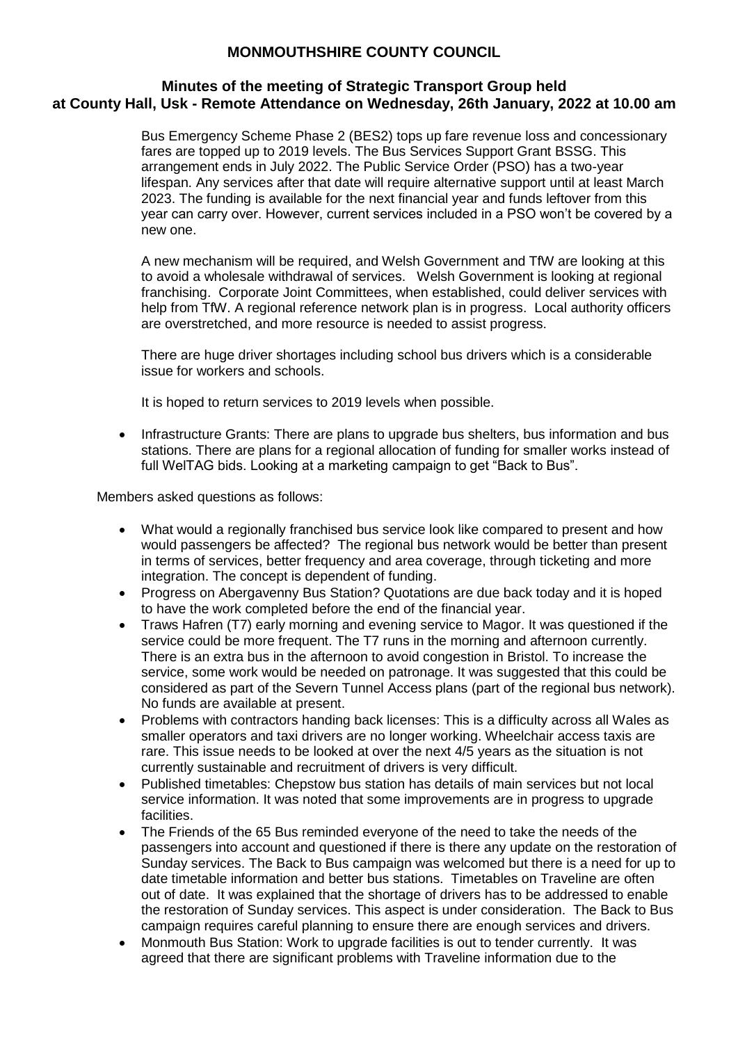Bus Emergency Scheme Phase 2 (BES2) tops up fare revenue loss and concessionary fares are topped up to 2019 levels. The Bus Services Support Grant BSSG. This arrangement ends in July 2022. The Public Service Order (PSO) has a two-year lifespan. Any services after that date will require alternative support until at least March 2023. The funding is available for the next financial year and funds leftover from this year can carry over. However, current services included in a PSO won't be covered by a new one.

A new mechanism will be required, and Welsh Government and TfW are looking at this to avoid a wholesale withdrawal of services. Welsh Government is looking at regional franchising. Corporate Joint Committees, when established, could deliver services with help from TfW. A regional reference network plan is in progress. Local authority officers are overstretched, and more resource is needed to assist progress.

There are huge driver shortages including school bus drivers which is a considerable issue for workers and schools.

It is hoped to return services to 2019 levels when possible.

- Infrastructure Grants: There are plans to upgrade bus shelters, bus information and bus stations. There are plans for a regional allocation of funding for smaller works instead of full WelTAG bids. Looking at a marketing campaign to get "Back to Bus".

Members asked questions as follows:

- What would a regionally franchised bus service look like compared to present and how would passengers be affected? The regional bus network would be better than present in terms of services, better frequency and area coverage, through ticketing and more integration. The concept is dependent of funding.
- Progress on Abergavenny Bus Station? Quotations are due back today and it is hoped to have the work completed before the end of the financial year.
- Traws Hafren (T7) early morning and evening service to Magor. It was questioned if the service could be more frequent. The T7 runs in the morning and afternoon currently. There is an extra bus in the afternoon to avoid congestion in Bristol. To increase the service, some work would be needed on patronage. It was suggested that this could be considered as part of the Severn Tunnel Access plans (part of the regional bus network). No funds are available at present.
- Problems with contractors handing back licenses: This is a difficulty across all Wales as smaller operators and taxi drivers are no longer working. Wheelchair access taxis are rare. This issue needs to be looked at over the next 4/5 years as the situation is not currently sustainable and recruitment of drivers is very difficult.
- Published timetables: Chepstow bus station has details of main services but not local service information. It was noted that some improvements are in progress to upgrade facilities.
- The Friends of the 65 Bus reminded everyone of the need to take the needs of the passengers into account and questioned if there is there any update on the restoration of Sunday services. The Back to Bus campaign was welcomed but there is a need for up to date timetable information and better bus stations. Timetables on Traveline are often out of date. It was explained that the shortage of drivers has to be addressed to enable the restoration of Sunday services. This aspect is under consideration. The Back to Bus campaign requires careful planning to ensure there are enough services and drivers.
- Monmouth Bus Station: Work to upgrade facilities is out to tender currently. It was agreed that there are significant problems with Traveline information due to the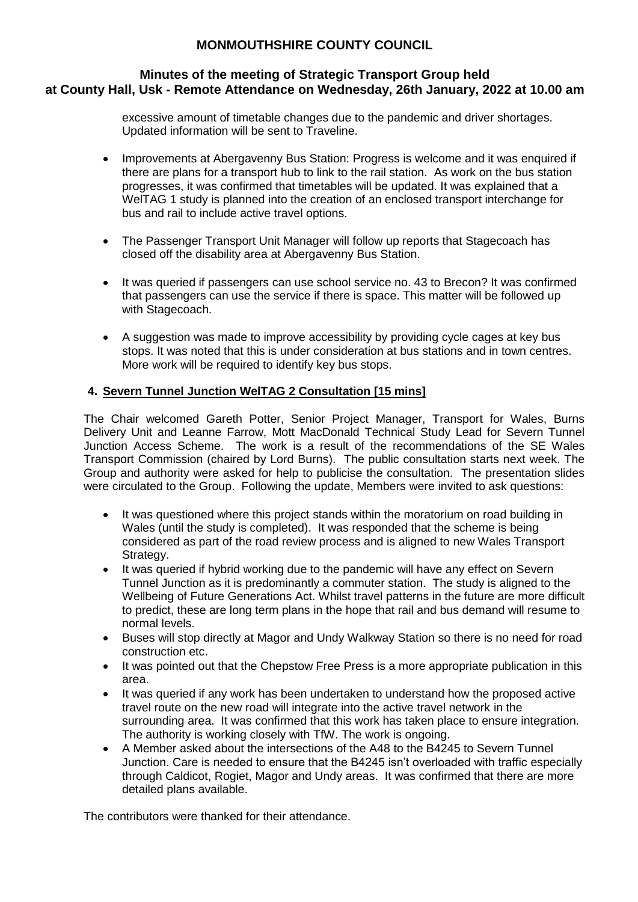excessive amount of timetable changes due to the pandemic and driver shortages. Updated information will be sent to Traveline.

- Improvements at Abergavenny Bus Station: Progress is welcome and it was enquired if there are plans for a transport hub to link to the rail station. As work on the bus station progresses, it was confirmed that timetables will be updated. It was explained that a WelTAG 1 study is planned into the creation of an enclosed transport interchange for bus and rail to include active travel options.

- The Passenger Transport Unit Manager will follow up reports that Stagecoach has closed off the disability area at Abergavenny Bus Station.

- It was queried if passengers can use school service no. 43 to Brecon? It was confirmed that passengers can use the service if there is space. This matter will be followed up with Stagecoach.

- A suggestion was made to improve accessibility by providing cycle cages at key bus stops. It was noted that this is under consideration at bus stations and in town centres. More work will be required to identify key bus stops.

## 4. Severn Tunnel Junction WelTAG 2 Consultation [15 mins]

The Chair welcomed Gareth Potter, Senior Project Manager, Transport for Wales, Burns Delivery Unit and Leanne Farrow, Mott MacDonald Technical Study Lead for Severn Tunnel Junction Access Scheme. The work is a result of the recommendations of the SE Wales Transport Commission (chaired by Lord Burns). The public consultation starts next week. The Group and authority were asked for help to publicise the consultation. The presentation slides were circulated to the Group. Following the update, Members were invited to ask questions:

- It was questioned where this project stands within the moratorium on road building in Wales (until the study is completed). It was responded that the scheme is being considered as part of the road review process and is aligned to new Wales Transport Strategy.
- It was queried if hybrid working due to the pandemic will have any effect on Severn Tunnel Junction as it is predominantly a commuter station. The study is aligned to the Wellbeing of Future Generations Act. Whilst travel patterns in the future are more difficult to predict, these are long term plans in the hope that rail and bus demand will resume to normal levels.
- Buses will stop directly at Magor and Undy Walkway Station so there is no need for road construction etc.
- It was pointed out that the Chepstow Free Press is a more appropriate publication in this area.
- It was queried if any work has been undertaken to understand how the proposed active travel route on the new road will integrate into the active travel network in the surrounding area. It was confirmed that this work has taken place to ensure integration. The authority is working closely with TfW. The work is ongoing.
- A Member asked about the intersections of the A48 to the B4245 to Severn Tunnel Junction. Care is needed to ensure that the B4245 isn't overloaded with traffic especially through Caldicot, Rogiet, Magor and Undy areas. It was confirmed that there are more detailed plans available.

The contributors were thanked for their attendance.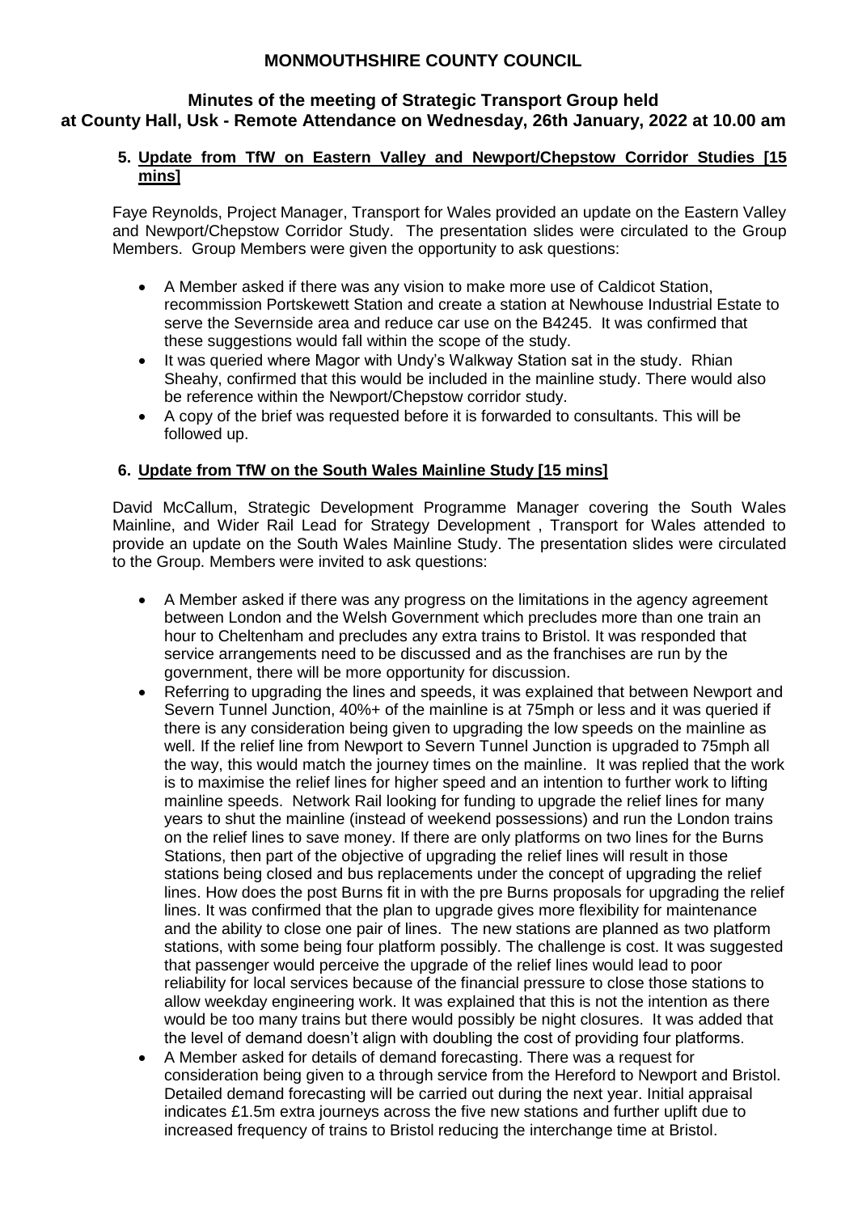# MONMOUTHSHIRE COUNTY COUNCIL

## Minutes of the meeting of Strategic Transport Group held at County Hall, Usk - Remote Attendance on Wednesday, 26th January, 2022 at 10.00 am

### 5. Update from TfW on Eastern Valley and Newport/Chepstow Corridor Studies [15 mins]

Faye Reynolds, Project Manager, Transport for Wales provided an update on the Eastern Valley and Newport/Chepstow Corridor Study. The presentation slides were circulated to the Group Members. Group Members were given the opportunity to ask questions:

- A Member asked if there was any vision to make more use of Caldicot Station, recommission Portskewett Station and create a station at Newhouse Industrial Estate to serve the Severnside area and reduce car use on the B4245. It was confirmed that these suggestions would fall within the scope of the study.
- It was queried where Magor with Undy's Walkway Station sat in the study. Rhian Sheahy, confirmed that this would be included in the mainline study. There would also be reference within the Newport/Chepstow corridor study.
- A copy of the brief was requested before it is forwarded to consultants. This will be followed up.

### 6. Update from TfW on the South Wales Mainline Study [15 mins]

David McCallum, Strategic Development Programme Manager covering the South Wales Mainline, and Wider Rail Lead for Strategy Development , Transport for Wales attended to provide an update on the South Wales Mainline Study. The presentation slides were circulated to the Group. Members were invited to ask questions:

- A Member asked if there was any progress on the limitations in the agency agreement between London and the Welsh Government which precludes more than one train an hour to Cheltenham and precludes any extra trains to Bristol. It was responded that service arrangements need to be discussed and as the franchises are run by the government, there will be more opportunity for discussion.
- Referring to upgrading the lines and speeds, it was explained that between Newport and Severn Tunnel Junction, 40%+ of the mainline is at 75mph or less and it was queried if there is any consideration being given to upgrading the low speeds on the mainline as well. If the relief line from Newport to Severn Tunnel Junction is upgraded to 75mph all the way, this would match the journey times on the mainline. It was replied that the work is to maximise the relief lines for higher speed and an intention to further work to lifting mainline speeds. Network Rail looking for funding to upgrade the relief lines for many years to shut the mainline (instead of weekend possessions) and run the London trains on the relief lines to save money. If there are only platforms on two lines for the Burns Stations, then part of the objective of upgrading the relief lines will result in those stations being closed and bus replacements under the concept of upgrading the relief lines. How does the post Burns fit in with the pre Burns proposals for upgrading the relief lines. It was confirmed that the plan to upgrade gives more flexibility for maintenance and the ability to close one pair of lines. The new stations are planned as two platform stations, with some being four platform possibly. The challenge is cost. It was suggested that passenger would perceive the upgrade of the relief lines would lead to poor reliability for local services because of the financial pressure to close those stations to allow weekday engineering work. It was explained that this is not the intention as there would be too many trains but there would possibly be night closures. It was added that the level of demand doesn't align with doubling the cost of providing four platforms.
- A Member asked for details of demand forecasting. There was a request for consideration being given to a through service from the Hereford to Newport and Bristol. Detailed demand forecasting will be carried out during the next year. Initial appraisal indicates £1.5m extra journeys across the five new stations and further uplift due to increased frequency of trains to Bristol reducing the interchange time at Bristol.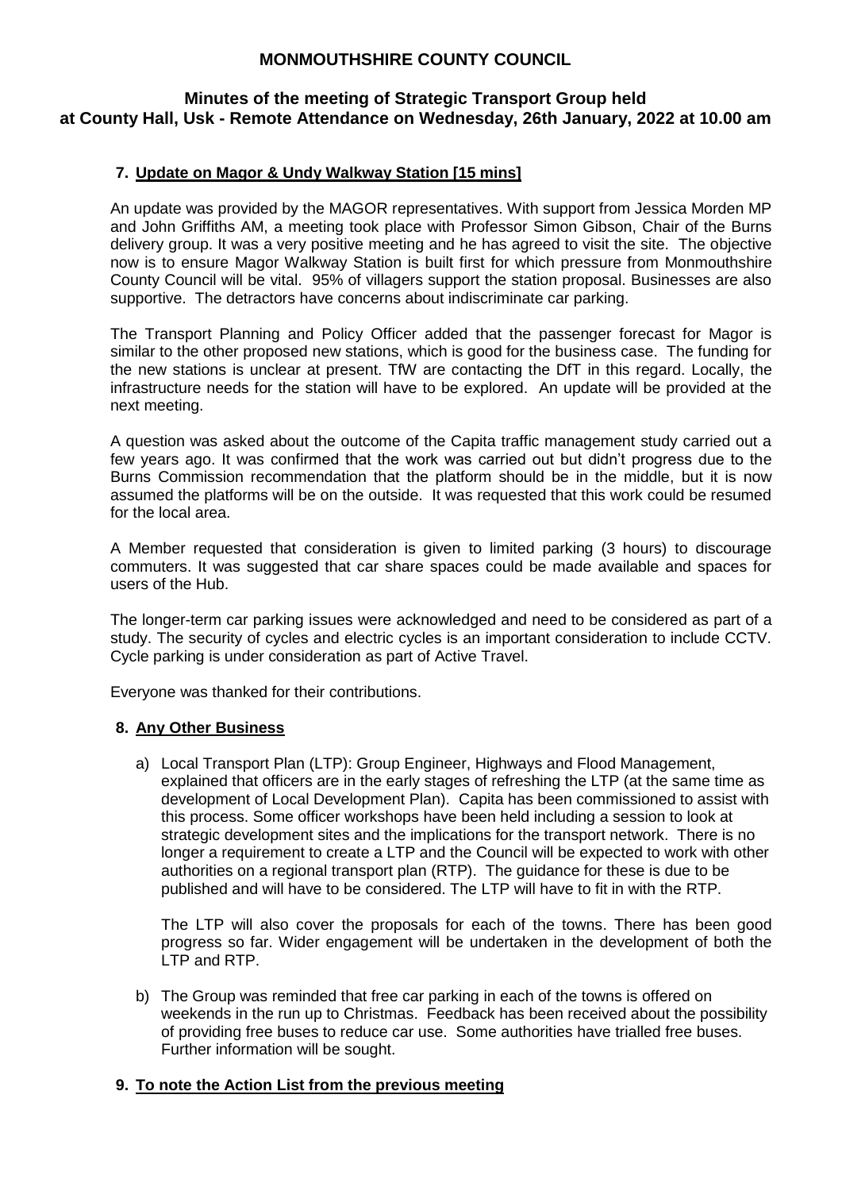# MONMOUTHSHIRE COUNTY COUNCIL

## Minutes of the meeting of Strategic Transport Group held at County Hall, Usk - Remote Attendance on Wednesday, 26th January, 2022 at 10.00 am

### 7. Update on Magor & Undy Walkway Station [15 mins]

An update was provided by the MAGOR representatives. With support from Jessica Morden MP and John Griffiths AM, a meeting took place with Professor Simon Gibson, Chair of the Burns delivery group. It was a very positive meeting and he has agreed to visit the site. The objective now is to ensure Magor Walkway Station is built first for which pressure from Monmouthshire County Council will be vital. 95% of villagers support the station proposal. Businesses are also supportive. The detractors have concerns about indiscriminate car parking.

The Transport Planning and Policy Officer added that the passenger forecast for Magor is similar to the other proposed new stations, which is good for the business case. The funding for the new stations is unclear at present. TfW are contacting the DfT in this regard. Locally, the infrastructure needs for the station will have to be explored. An update will be provided at the next meeting.

A question was asked about the outcome of the Capita traffic management study carried out a few years ago. It was confirmed that the work was carried out but didn't progress due to the Burns Commission recommendation that the platform should be in the middle, but it is now assumed the platforms will be on the outside. It was requested that this work could be resumed for the local area.

A Member requested that consideration is given to limited parking (3 hours) to discourage commuters. It was suggested that car share spaces could be made available and spaces for users of the Hub.

The longer-term car parking issues were acknowledged and need to be considered as part of a study. The security of cycles and electric cycles is an important consideration to include CCTV. Cycle parking is under consideration as part of Active Travel.

Everyone was thanked for their contributions.

### 8. Any Other Business

a) Local Transport Plan (LTP): Group Engineer, Highways and Flood Management, explained that officers are in the early stages of refreshing the LTP (at the same time as development of Local Development Plan). Capita has been commissioned to assist with this process. Some officer workshops have been held including a session to look at strategic development sites and the implications for the transport network. There is no longer a requirement to create a LTP and the Council will be expected to work with other authorities on a regional transport plan (RTP). The guidance for these is due to be published and will have to be considered. The LTP will have to fit in with the RTP.

   The LTP will also cover the proposals for each of the towns. There has been good progress so far. Wider engagement will be undertaken in the development of both the LTP and RTP.

b) The Group was reminded that free car parking in each of the towns is offered on weekends in the run up to Christmas. Feedback has been received about the possibility of providing free buses to reduce car use. Some authorities have trialled free buses. Further information will be sought.

### 9. To note the Action List from the previous meeting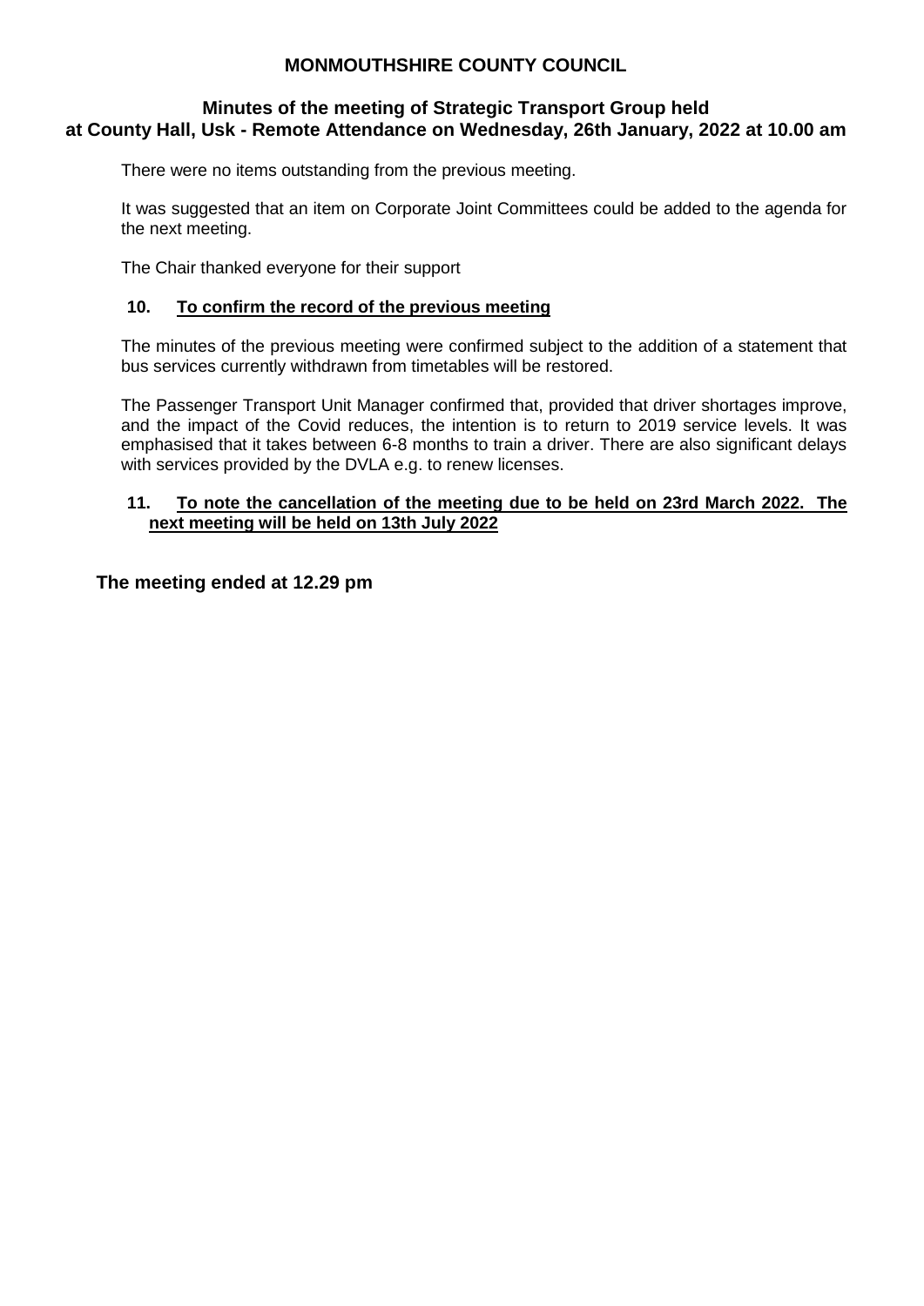## MONMOUTHSHIRE COUNTY COUNCIL

### Minutes of the meeting of Strategic Transport Group held at County Hall, Usk - Remote Attendance on Wednesday, 26th January, 2022 at 10.00 am

There were no items outstanding from the previous meeting.

It was suggested that an item on Corporate Joint Committees could be added to the agenda for the next meeting.

The Chair thanked everyone for their support

**10. To confirm the record of the previous meeting**

The minutes of the previous meeting were confirmed subject to the addition of a statement that bus services currently withdrawn from timetables will be restored.

The Passenger Transport Unit Manager confirmed that, provided that driver shortages improve, and the impact of the Covid reduces, the intention is to return to 2019 service levels. It was emphasised that it takes between 6-8 months to train a driver. There are also significant delays with services provided by the DVLA e.g. to renew licenses.

**11. To note the cancellation of the meeting due to be held on 23rd March 2022. The next meeting will be held on 13th July 2022**

**The meeting ended at 12.29 pm**